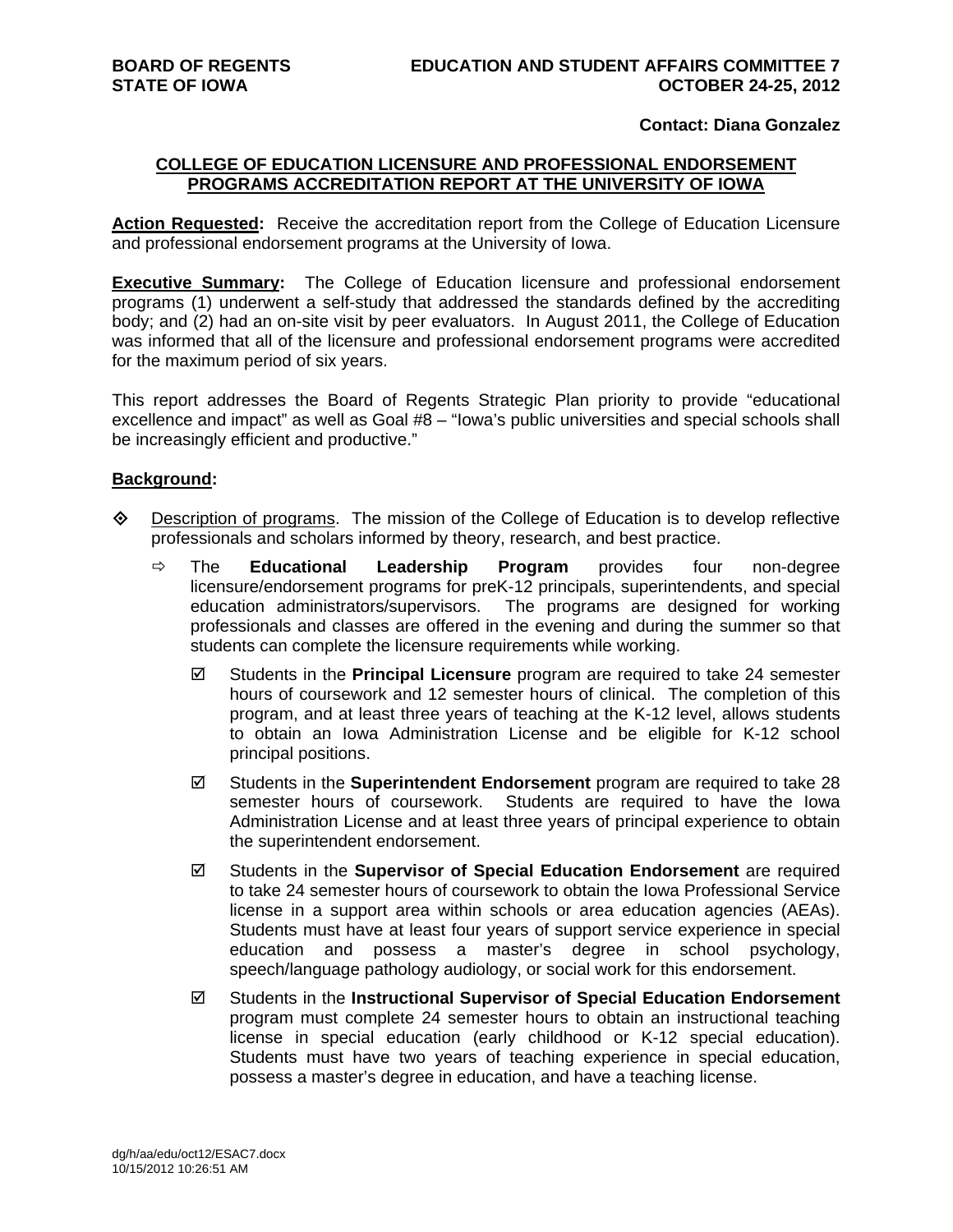**BOARD OF REGENTS**
**STATE OF IOWA**

**EDUCATION AND STUDENT AFFAIRS COMMITTEE 7**
**OCTOBER 24-25, 2012**

**Contact: Diana Gonzalez**

## COLLEGE OF EDUCATION LICENSURE AND PROFESSIONAL ENDORSEMENT PROGRAMS ACCREDITATION REPORT AT THE UNIVERSITY OF IOWA

**Action Requested:** Receive the accreditation report from the College of Education Licensure and professional endorsement programs at the University of Iowa.

**Executive Summary:** The College of Education licensure and professional endorsement programs (1) underwent a self-study that addressed the standards defined by the accrediting body; and (2) had an on-site visit by peer evaluators. In August 2011, the College of Education was informed that all of the licensure and professional endorsement programs were accredited for the maximum period of six years.

This report addresses the Board of Regents Strategic Plan priority to provide "educational excellence and impact" as well as Goal #8 – "Iowa's public universities and special schools shall be increasingly efficient and productive."

**Background:**

- Description of programs. The mission of the College of Education is to develop reflective professionals and scholars informed by theory, research, and best practice.
  - The **Educational Leadership Program** provides four non-degree licensure/endorsement programs for preK-12 principals, superintendents, and special education administrators/supervisors. The programs are designed for working professionals and classes are offered in the evening and during the summer so that students can complete the licensure requirements while working.
    - Students in the **Principal Licensure** program are required to take 24 semester hours of coursework and 12 semester hours of clinical. The completion of this program, and at least three years of teaching at the K-12 level, allows students to obtain an Iowa Administration License and be eligible for K-12 school principal positions.
    - Students in the **Superintendent Endorsement** program are required to take 28 semester hours of coursework. Students are required to have the Iowa Administration License and at least three years of principal experience to obtain the superintendent endorsement.
    - Students in the **Supervisor of Special Education Endorsement** are required to take 24 semester hours of coursework to obtain the Iowa Professional Service license in a support area within schools or area education agencies (AEAs). Students must have at least four years of support service experience in special education and possess a master's degree in school psychology, speech/language pathology audiology, or social work for this endorsement.
    - Students in the **Instructional Supervisor of Special Education Endorsement** program must complete 24 semester hours to obtain an instructional teaching license in special education (early childhood or K-12 special education). Students must have two years of teaching experience in special education, possess a master's degree in education, and have a teaching license.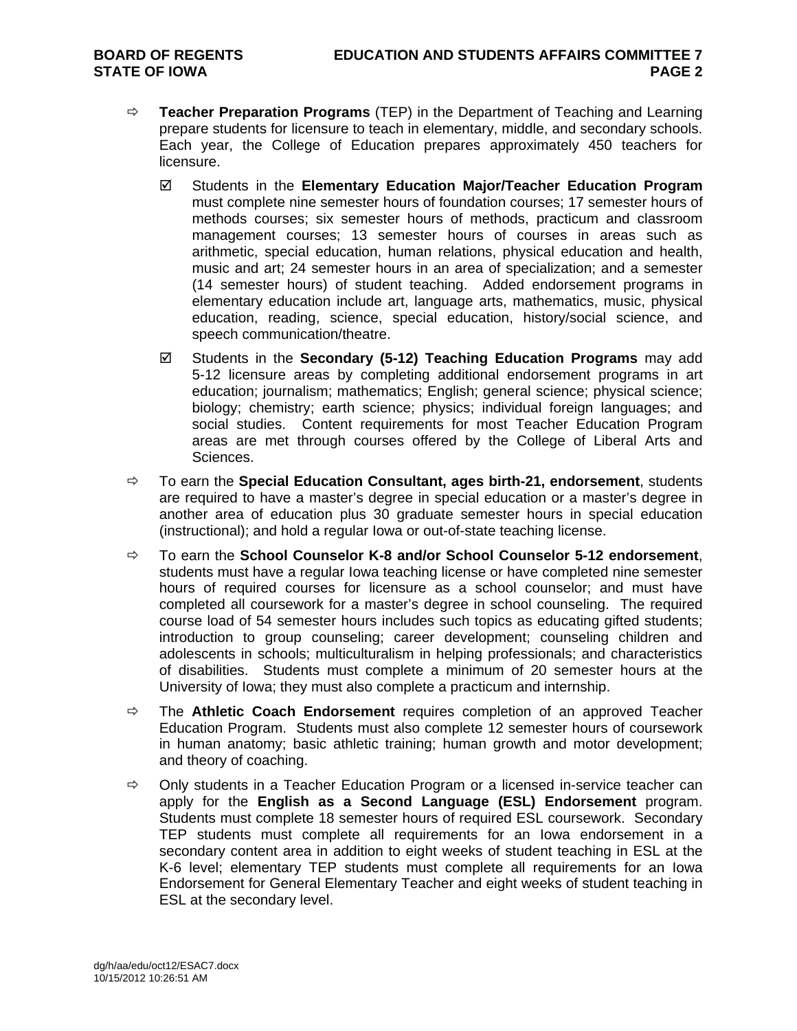- **Teacher Preparation Programs** (TEP) in the Department of Teaching and Learning prepare students for licensure to teach in elementary, middle, and secondary schools. Each year, the College of Education prepares approximately 450 teachers for licensure.

  - Students in the **Elementary Education Major/Teacher Education Program** must complete nine semester hours of foundation courses; 17 semester hours of methods courses; six semester hours of methods, practicum and classroom management courses; 13 semester hours of courses in areas such as arithmetic, special education, human relations, physical education and health, music and art; 24 semester hours in an area of specialization; and a semester (14 semester hours) of student teaching. Added endorsement programs in elementary education include art, language arts, mathematics, music, physical education, reading, science, special education, history/social science, and speech communication/theatre.

  - Students in the **Secondary (5-12) Teaching Education Programs** may add 5-12 licensure areas by completing additional endorsement programs in art education; journalism; mathematics; English; general science; physical science; biology; chemistry; earth science; physics; individual foreign languages; and social studies. Content requirements for most Teacher Education Program areas are met through courses offered by the College of Liberal Arts and Sciences.

- To earn the **Special Education Consultant, ages birth-21, endorsement**, students are required to have a master's degree in special education or a master's degree in another area of education plus 30 graduate semester hours in special education (instructional); and hold a regular Iowa or out-of-state teaching license.

- To earn the **School Counselor K-8 and/or School Counselor 5-12 endorsement**, students must have a regular Iowa teaching license or have completed nine semester hours of required courses for licensure as a school counselor; and must have completed all coursework for a master's degree in school counseling. The required course load of 54 semester hours includes such topics as educating gifted students; introduction to group counseling; career development; counseling children and adolescents in schools; multiculturalism in helping professionals; and characteristics of disabilities. Students must complete a minimum of 20 semester hours at the University of Iowa; they must also complete a practicum and internship.

- The **Athletic Coach Endorsement** requires completion of an approved Teacher Education Program. Students must also complete 12 semester hours of coursework in human anatomy; basic athletic training; human growth and motor development; and theory of coaching.

- Only students in a Teacher Education Program or a licensed in-service teacher can apply for the **English as a Second Language (ESL) Endorsement** program. Students must complete 18 semester hours of required ESL coursework. Secondary TEP students must complete all requirements for an Iowa endorsement in a secondary content area in addition to eight weeks of student teaching in ESL at the K-6 level; elementary TEP students must complete all requirements for an Iowa Endorsement for General Elementary Teacher and eight weeks of student teaching in ESL at the secondary level.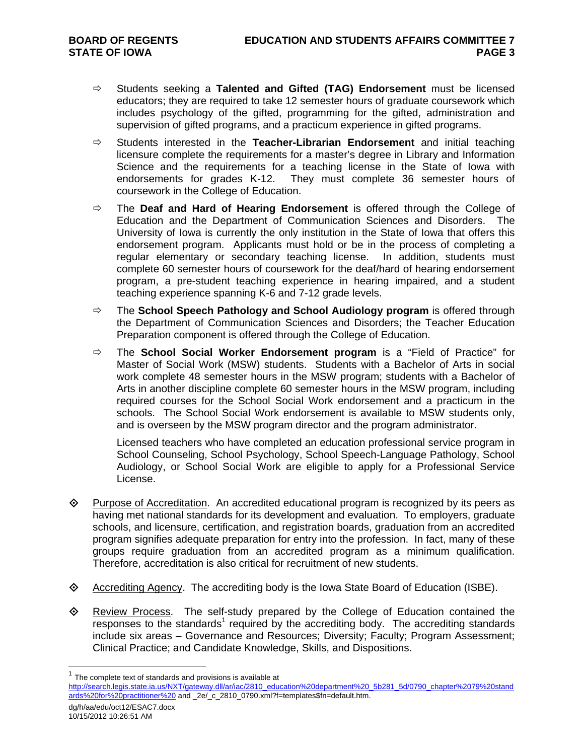- Students seeking a **Talented and Gifted (TAG) Endorsement** must be licensed educators; they are required to take 12 semester hours of graduate coursework which includes psychology of the gifted, programming for the gifted, administration and supervision of gifted programs, and a practicum experience in gifted programs.

- Students interested in the **Teacher-Librarian Endorsement** and initial teaching licensure complete the requirements for a master's degree in Library and Information Science and the requirements for a teaching license in the State of Iowa with endorsements for grades K-12. They must complete 36 semester hours of coursework in the College of Education.

- The **Deaf and Hard of Hearing Endorsement** is offered through the College of Education and the Department of Communication Sciences and Disorders. The University of Iowa is currently the only institution in the State of Iowa that offers this endorsement program. Applicants must hold or be in the process of completing a regular elementary or secondary teaching license. In addition, students must complete 60 semester hours of coursework for the deaf/hard of hearing endorsement program, a pre-student teaching experience in hearing impaired, and a student teaching experience spanning K-6 and 7-12 grade levels.

- The **School Speech Pathology and School Audiology program** is offered through the Department of Communication Sciences and Disorders; the Teacher Education Preparation component is offered through the College of Education.

- The **School Social Worker Endorsement program** is a "Field of Practice" for Master of Social Work (MSW) students. Students with a Bachelor of Arts in social work complete 48 semester hours in the MSW program; students with a Bachelor of Arts in another discipline complete 60 semester hours in the MSW program, including required courses for the School Social Work endorsement and a practicum in the schools. The School Social Work endorsement is available to MSW students only, and is overseen by the MSW program director and the program administrator.

  Licensed teachers who have completed an education professional service program in School Counseling, School Psychology, School Speech-Language Pathology, School Audiology, or School Social Work are eligible to apply for a Professional Service License.

- Purpose of Accreditation. An accredited educational program is recognized by its peers as having met national standards for its development and evaluation. To employers, graduate schools, and licensure, certification, and registration boards, graduation from an accredited program signifies adequate preparation for entry into the profession. In fact, many of these groups require graduation from an accredited program as a minimum qualification. Therefore, accreditation is also critical for recruitment of new students.

- Accrediting Agency. The accrediting body is the Iowa State Board of Education (ISBE).

- Review Process. The self-study prepared by the College of Education contained the responses to the standards[1] required by the accrediting body. The accrediting standards include six areas – Governance and Resources; Diversity; Faculty; Program Assessment; Clinical Practice; and Candidate Knowledge, Skills, and Dispositions.

---

[1] The complete text of standards and provisions is available at http://search.legis.state.ia.us/NXT/gateway.dll/ar/iac/2810_education%20department%20_5b281_5d/0790_chapter%2079%20standards%20for%20practitioner%20 and _2e/_c_2810_0790.xml?f=templates$fn=default.htm.

dg/h/aa/edu/oct12/ESAC7.docx
10/15/2012 10:26:51 AM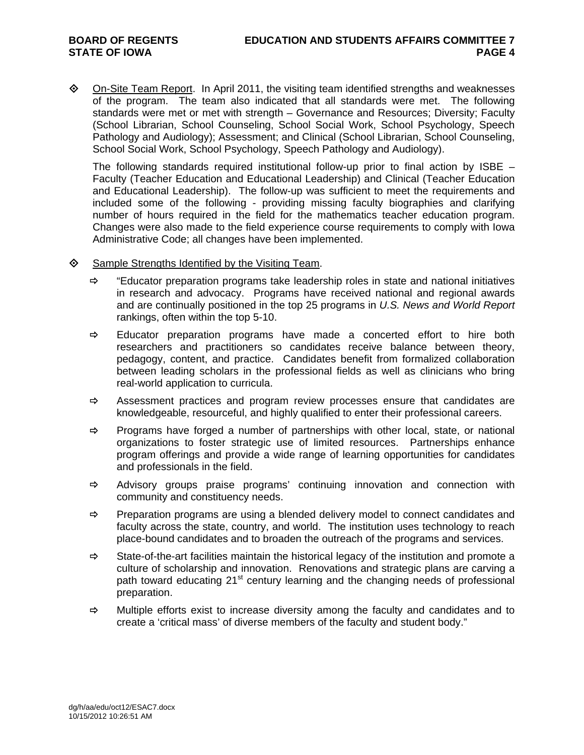- <u>On-Site Team Report</u>. In April 2011, the visiting team identified strengths and weaknesses of the program. The team also indicated that all standards were met. The following standards were met or met with strength – Governance and Resources; Diversity; Faculty (School Librarian, School Counseling, School Social Work, School Psychology, Speech Pathology and Audiology); Assessment; and Clinical (School Librarian, School Counseling, School Social Work, School Psychology, Speech Pathology and Audiology).

  The following standards required institutional follow-up prior to final action by ISBE – Faculty (Teacher Education and Educational Leadership) and Clinical (Teacher Education and Educational Leadership). The follow-up was sufficient to meet the requirements and included some of the following - providing missing faculty biographies and clarifying number of hours required in the field for the mathematics teacher education program. Changes were also made to the field experience course requirements to comply with Iowa Administrative Code; all changes have been implemented.

- <u>Sample Strengths Identified by the Visiting Team</u>.
  - "Educator preparation programs take leadership roles in state and national initiatives in research and advocacy. Programs have received national and regional awards and are continually positioned in the top 25 programs in *U.S. News and World Report* rankings, often within the top 5-10.
  - Educator preparation programs have made a concerted effort to hire both researchers and practitioners so candidates receive balance between theory, pedagogy, content, and practice. Candidates benefit from formalized collaboration between leading scholars in the professional fields as well as clinicians who bring real-world application to curricula.
  - Assessment practices and program review processes ensure that candidates are knowledgeable, resourceful, and highly qualified to enter their professional careers.
  - Programs have forged a number of partnerships with other local, state, or national organizations to foster strategic use of limited resources. Partnerships enhance program offerings and provide a wide range of learning opportunities for candidates and professionals in the field.
  - Advisory groups praise programs' continuing innovation and connection with community and constituency needs.
  - Preparation programs are using a blended delivery model to connect candidates and faculty across the state, country, and world. The institution uses technology to reach place-bound candidates and to broaden the outreach of the programs and services.
  - State-of-the-art facilities maintain the historical legacy of the institution and promote a culture of scholarship and innovation. Renovations and strategic plans are carving a path toward educating 21st century learning and the changing needs of professional preparation.
  - Multiple efforts exist to increase diversity among the faculty and candidates and to create a 'critical mass' of diverse members of the faculty and student body."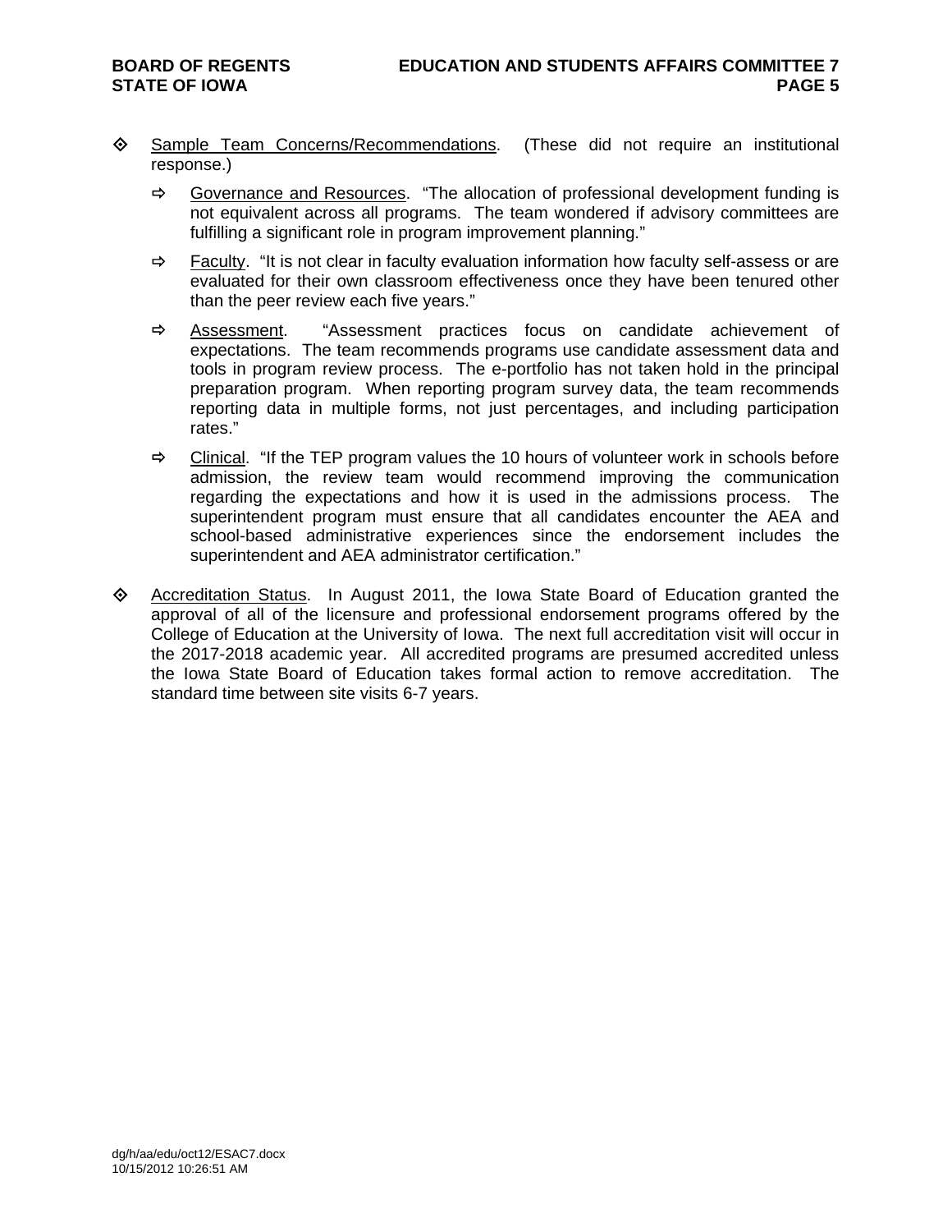- Sample Team Concerns/Recommendations. (These did not require an institutional response.)

  - Governance and Resources. "The allocation of professional development funding is not equivalent across all programs. The team wondered if advisory committees are fulfilling a significant role in program improvement planning."

  - Faculty. "It is not clear in faculty evaluation information how faculty self-assess or are evaluated for their own classroom effectiveness once they have been tenured other than the peer review each five years."

  - Assessment. "Assessment practices focus on candidate achievement of expectations. The team recommends programs use candidate assessment data and tools in program review process. The e-portfolio has not taken hold in the principal preparation program. When reporting program survey data, the team recommends reporting data in multiple forms, not just percentages, and including participation rates."

  - Clinical. "If the TEP program values the 10 hours of volunteer work in schools before admission, the review team would recommend improving the communication regarding the expectations and how it is used in the admissions process. The superintendent program must ensure that all candidates encounter the AEA and school-based administrative experiences since the endorsement includes the superintendent and AEA administrator certification."

- Accreditation Status. In August 2011, the Iowa State Board of Education granted the approval of all of the licensure and professional endorsement programs offered by the College of Education at the University of Iowa. The next full accreditation visit will occur in the 2017-2018 academic year. All accredited programs are presumed accredited unless the Iowa State Board of Education takes formal action to remove accreditation. The standard time between site visits 6-7 years.

dg/h/aa/edu/oct12/ESAC7.docx
10/15/2012 10:26:51 AM